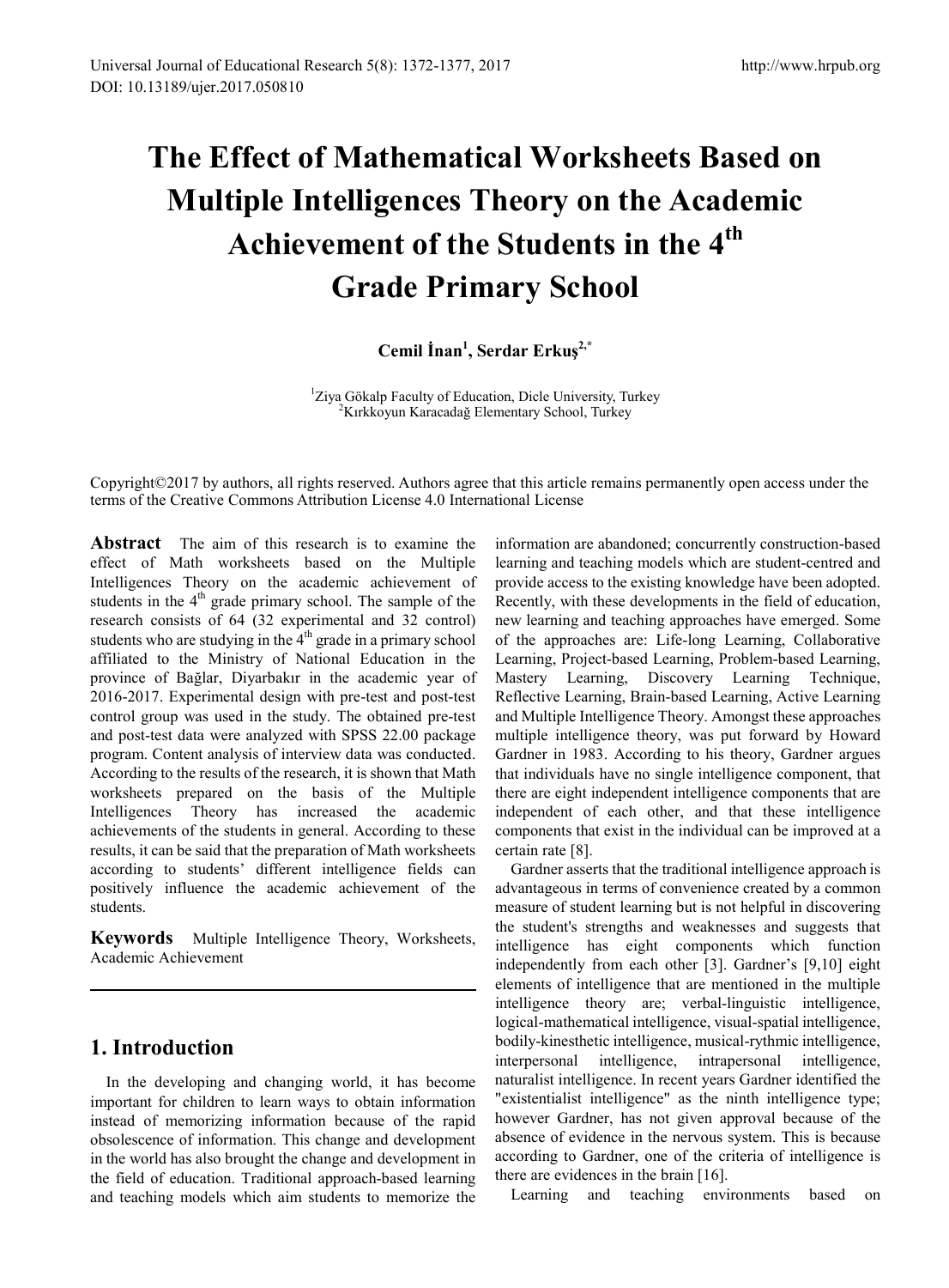# The Effect of Mathematical Worksheets Based on Multiple Intelligences Theory on the Academic Achievement of the Students in the 4th Grade Primary School

**Cemil İnan[1], Serdar Erkuş[2,*]**

[1]Ziya Gökalp Faculty of Education, Dicle University, Turkey
[2]Kırkkoyun Karacadağ Elementary School, Turkey

Copyright©2017 by authors, all rights reserved. Authors agree that this article remains permanently open access under the terms of the Creative Commons Attribution License 4.0 International License

**Abstract** The aim of this research is to examine the effect of Math worksheets based on the Multiple Intelligences Theory on the academic achievement of students in the 4th grade primary school. The sample of the research consists of 64 (32 experimental and 32 control) students who are studying in the 4th grade in a primary school affiliated to the Ministry of National Education in the province of Bağlar, Diyarbakır in the academic year of 2016-2017. Experimental design with pre-test and post-test control group was used in the study. The obtained pre-test and post-test data were analyzed with SPSS 22.00 package program. Content analysis of interview data was conducted. According to the results of the research, it is shown that Math worksheets prepared on the basis of the Multiple Intelligences Theory has increased the academic achievements of the students in general. According to these results, it can be said that the preparation of Math worksheets according to students' different intelligence fields can positively influence the academic achievement of the students.

**Keywords** Multiple Intelligence Theory, Worksheets, Academic Achievement

## 1. Introduction

In the developing and changing world, it has become important for children to learn ways to obtain information instead of memorizing information because of the rapid obsolescence of information. This change and development in the world has also brought the change and development in the field of education. Traditional approach-based learning and teaching models which aim students to memorize the information are abandoned; concurrently construction-based learning and teaching models which are student-centred and provide access to the existing knowledge have been adopted. Recently, with these developments in the field of education, new learning and teaching approaches have emerged. Some of the approaches are: Life-long Learning, Collaborative Learning, Project-based Learning, Problem-based Learning, Mastery Learning, Discovery Learning Technique, Reflective Learning, Brain-based Learning, Active Learning and Multiple Intelligence Theory. Amongst these approaches multiple intelligence theory, was put forward by Howard Gardner in 1983. According to his theory, Gardner argues that individuals have no single intelligence component, that there are eight independent intelligence components that are independent of each other, and that these intelligence components that exist in the individual can be improved at a certain rate [8].

Gardner asserts that the traditional intelligence approach is advantageous in terms of convenience created by a common measure of student learning but is not helpful in discovering the student's strengths and weaknesses and suggests that intelligence has eight components which function independently from each other [3]. Gardner's [9,10] eight elements of intelligence that are mentioned in the multiple intelligence theory are; verbal-linguistic intelligence, logical-mathematical intelligence, visual-spatial intelligence, bodily-kinesthetic intelligence, musical-rythmic intelligence, interpersonal intelligence, intrapersonal intelligence, naturalist intelligence. In recent years Gardner identified the "existentialist intelligence" as the ninth intelligence type; however Gardner, has not given approval because of the absence of evidence in the nervous system. This is because according to Gardner, one of the criteria of intelligence is there are evidences in the brain [16].

Learning and teaching environments based on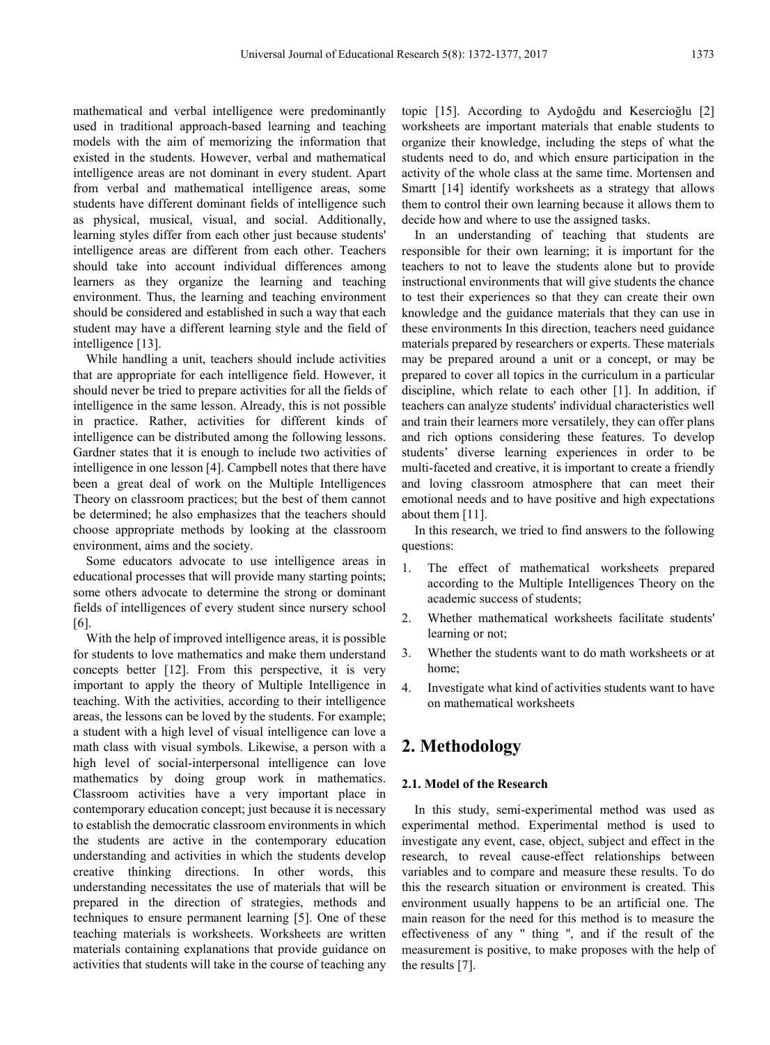mathematical and verbal intelligence were predominantly used in traditional approach-based learning and teaching models with the aim of memorizing the information that existed in the students. However, verbal and mathematical intelligence areas are not dominant in every student. Apart from verbal and mathematical intelligence areas, some students have different dominant fields of intelligence such as physical, musical, visual, and social. Additionally, learning styles differ from each other just because students' intelligence areas are different from each other. Teachers should take into account individual differences among learners as they organize the learning and teaching environment. Thus, the learning and teaching environment should be considered and established in such a way that each student may have a different learning style and the field of intelligence [13].

While handling a unit, teachers should include activities that are appropriate for each intelligence field. However, it should never be tried to prepare activities for all the fields of intelligence in the same lesson. Already, this is not possible in practice. Rather, activities for different kinds of intelligence can be distributed among the following lessons. Gardner states that it is enough to include two activities of intelligence in one lesson [4]. Campbell notes that there have been a great deal of work on the Multiple Intelligences Theory on classroom practices; but the best of them cannot be determined; he also emphasizes that the teachers should choose appropriate methods by looking at the classroom environment, aims and the society.

Some educators advocate to use intelligence areas in educational processes that will provide many starting points; some others advocate to determine the strong or dominant fields of intelligences of every student since nursery school [6].

With the help of improved intelligence areas, it is possible for students to love mathematics and make them understand concepts better [12]. From this perspective, it is very important to apply the theory of Multiple Intelligence in teaching. With the activities, according to their intelligence areas, the lessons can be loved by the students. For example; a student with a high level of visual intelligence can love a math class with visual symbols. Likewise, a person with a high level of social-interpersonal intelligence can love mathematics by doing group work in mathematics. Classroom activities have a very important place in contemporary education concept; just because it is necessary to establish the democratic classroom environments in which the students are active in the contemporary education understanding and activities in which the students develop creative thinking directions. In other words, this understanding necessitates the use of materials that will be prepared in the direction of strategies, methods and techniques to ensure permanent learning [5]. One of these teaching materials is worksheets. Worksheets are written materials containing explanations that provide guidance on activities that students will take in the course of teaching any topic [15]. According to Aydoğdu and Kesercioğlu [2] worksheets are important materials that enable students to organize their knowledge, including the steps of what the students need to do, and which ensure participation in the activity of the whole class at the same time. Mortensen and Smartt [14] identify worksheets as a strategy that allows them to control their own learning because it allows them to decide how and where to use the assigned tasks.

In an understanding of teaching that students are responsible for their own learning; it is important for the teachers to not to leave the students alone but to provide instructional environments that will give students the chance to test their experiences so that they can create their own knowledge and the guidance materials that they can use in these environments In this direction, teachers need guidance materials prepared by researchers or experts. These materials may be prepared around a unit or a concept, or may be prepared to cover all topics in the curriculum in a particular discipline, which relate to each other [1]. In addition, if teachers can analyze students' individual characteristics well and train their learners more versatilely, they can offer plans and rich options considering these features. To develop students' diverse learning experiences in order to be multi-faceted and creative, it is important to create a friendly and loving classroom atmosphere that can meet their emotional needs and to have positive and high expectations about them [11].

In this research, we tried to find answers to the following questions:

1. The effect of mathematical worksheets prepared according to the Multiple Intelligences Theory on the academic success of students;
2. Whether mathematical worksheets facilitate students' learning or not;
3. Whether the students want to do math worksheets or at home;
4. Investigate what kind of activities students want to have on mathematical worksheets

## 2. Methodology

### 2.1. Model of the Research

In this study, semi-experimental method was used as experimental method. Experimental method is used to investigate any event, case, object, subject and effect in the research, to reveal cause-effect relationships between variables and to compare and measure these results. To do this the research situation or environment is created. This environment usually happens to be an artificial one. The main reason for the need for this method is to measure the effectiveness of any " thing ", and if the result of the measurement is positive, to make proposes with the help of the results [7].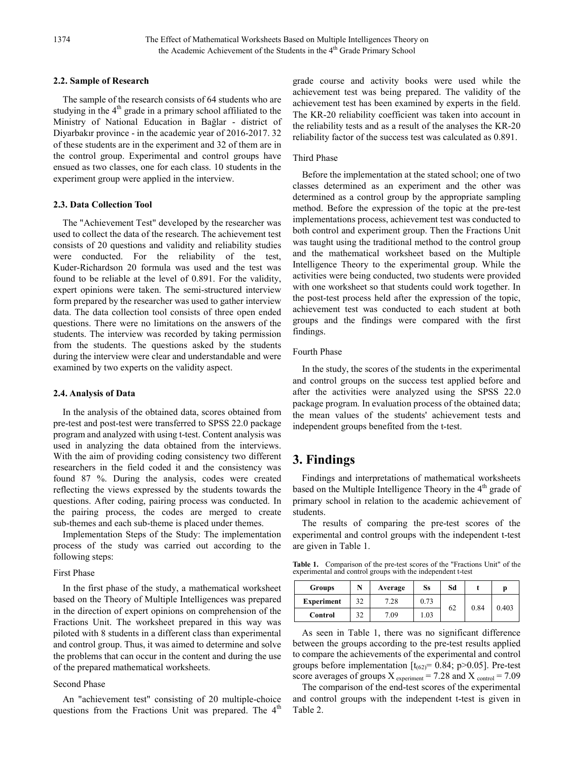### 2.2. Sample of Research

The sample of the research consists of 64 students who are studying in the 4th grade in a primary school affiliated to the Ministry of National Education in Bağlar - district of Diyarbakır province - in the academic year of 2016-2017. 32 of these students are in the experiment and 32 of them are in the control group. Experimental and control groups have ensued as two classes, one for each class. 10 students in the experiment group were applied in the interview.

### 2.3. Data Collection Tool

The "Achievement Test" developed by the researcher was used to collect the data of the research. The achievement test consists of 20 questions and validity and reliability studies were conducted. For the reliability of the test, Kuder-Richardson 20 formula was used and the test was found to be reliable at the level of 0.891. For the validity, expert opinions were taken. The semi-structured interview form prepared by the researcher was used to gather interview data. The data collection tool consists of three open ended questions. There were no limitations on the answers of the students. The interview was recorded by taking permission from the students. The questions asked by the students during the interview were clear and understandable and were examined by two experts on the validity aspect.

### 2.4. Analysis of Data

In the analysis of the obtained data, scores obtained from pre-test and post-test were transferred to SPSS 22.0 package program and analyzed with using t-test. Content analysis was used in analyzing the data obtained from the interviews. With the aim of providing coding consistency two different researchers in the field coded it and the consistency was found 87 %. During the analysis, codes were created reflecting the views expressed by the students towards the questions. After coding, pairing process was conducted. In the pairing process, the codes are merged to create sub-themes and each sub-theme is placed under themes.

Implementation Steps of the Study: The implementation process of the study was carried out according to the following steps:

First Phase

In the first phase of the study, a mathematical worksheet based on the Theory of Multiple Intelligences was prepared in the direction of expert opinions on comprehension of the Fractions Unit. The worksheet prepared in this way was piloted with 8 students in a different class than experimental and control group. Thus, it was aimed to determine and solve the problems that can occur in the content and during the use of the prepared mathematical worksheets.

Second Phase

An "achievement test" consisting of 20 multiple-choice questions from the Fractions Unit was prepared. The 4th grade course and activity books were used while the achievement test was being prepared. The validity of the achievement test has been examined by experts in the field. The KR-20 reliability coefficient was taken into account in the reliability tests and as a result of the analyses the KR-20 reliability factor of the success test was calculated as 0.891.

Third Phase

Before the implementation at the stated school; one of two classes determined as an experiment and the other was determined as a control group by the appropriate sampling method. Before the expression of the topic at the pre-test implementations process, achievement test was conducted to both control and experiment group. Then the Fractions Unit was taught using the traditional method to the control group and the mathematical worksheet based on the Multiple Intelligence Theory to the experimental group. While the activities were being conducted, two students were provided with one worksheet so that students could work together. In the post-test process held after the expression of the topic, achievement test was conducted to each student at both groups and the findings were compared with the first findings.

Fourth Phase

In the study, the scores of the students in the experimental and control groups on the success test applied before and after the activities were analyzed using the SPSS 22.0 package program. In evaluation process of the obtained data; the mean values of the students' achievement tests and independent groups benefited from the t-test.

## 3. Findings

Findings and interpretations of mathematical worksheets based on the Multiple Intelligence Theory in the 4th grade of primary school in relation to the academic achievement of students.

The results of comparing the pre-test scores of the experimental and control groups with the independent t-test are given in Table 1.

**Table 1.** Comparison of the pre-test scores of the "Fractions Unit" of the experimental and control groups with the independent t-test

| Groups | N | Average | Ss | Sd | t | p |
|---|---|---|---|---|---|---|
| **Experiment** | 32 | 7.28 | 0.73 | 62 | 0.84 | 0.403 |
| **Control** | 32 | 7.09 | 1.03 | | | |

As seen in Table 1, there was no significant difference between the groups according to the pre-test results applied to compare the achievements of the experimental and control groups before implementation [$t_{(62)}= 0.84$; $p>0.05$]. Pre-test score averages of groups $X_{experiment} = 7.28$ and $X_{control} = 7.09$

The comparison of the end-test scores of the experimental and control groups with the independent t-test is given in Table 2.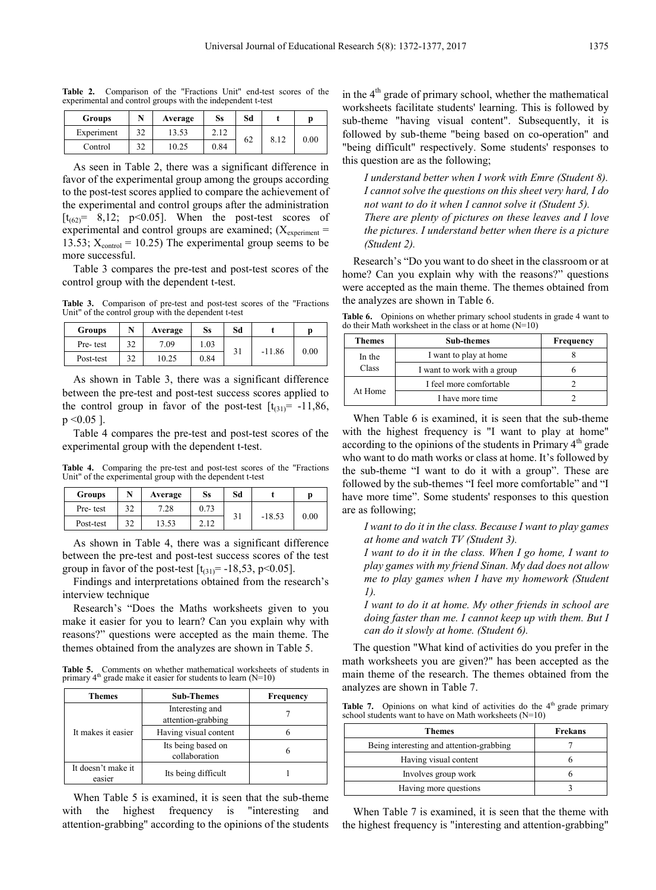**Table 2.** Comparison of the "Fractions Unit" end-test scores of the experimental and control groups with the independent t-test

| Groups | N | Average | Ss | Sd | t | p |
|---|---|---|---|---|---|---|
| Experiment | 32 | 13.53 | 2.12 | 62 | 8.12 | 0.00 |
| Control | 32 | 10.25 | 0.84 | | | |

As seen in Table 2, there was a significant difference in favor of the experimental group among the groups according to the post-test scores applied to compare the achievement of the experimental and control groups after the administration [$t_{(62)}$= 8,12; p<0.05]. When the post-test scores of experimental and control groups are examined; ($X_{experiment}$ = 13.53; $X_{control}$ = 10.25) The experimental group seems to be more successful.

Table 3 compares the pre-test and post-test scores of the control group with the dependent t-test.

**Table 3.** Comparison of pre-test and post-test scores of the "Fractions Unit" of the control group with the dependent t-test

| Groups | N | Average | Ss | Sd | t | p |
|---|---|---|---|---|---|---|
| Pre- test | 32 | 7.09 | 1.03 | 31 | -11.86 | 0.00 |
| Post-test | 32 | 10.25 | 0.84 | | | |

As shown in Table 3, there was a significant difference between the pre-test and post-test success scores applied to the control group in favor of the post-test [$t_{(31)}$= -11,86, p <0.05 ].

Table 4 compares the pre-test and post-test scores of the experimental group with the dependent t-test.

**Table 4.** Comparing the pre-test and post-test scores of the "Fractions Unit" of the experimental group with the dependent t-test

| Groups | N | Average | Ss | Sd | t | p |
|---|---|---|---|---|---|---|
| Pre- test | 32 | 7.28 | 0.73 | 31 | -18.53 | 0.00 |
| Post-test | 32 | 13.53 | 2.12 | | | |

As shown in Table 4, there was a significant difference between the pre-test and post-test success scores of the test group in favor of the post-test [$t_{(31)}$= -18,53, p<0.05].

Findings and interpretations obtained from the research's interview technique

Research's "Does the Maths worksheets given to you make it easier for you to learn? Can you explain why with reasons?" questions were accepted as the main theme. The themes obtained from the analyzes are shown in Table 5.

**Table 5.** Comments on whether mathematical worksheets of students in primary 4th grade make it easier for students to learn (N=10)

| Themes | Sub-Themes | Frequency |
|---|---|---|
| It makes it easier | Interesting and attention-grabbing | 7 |
| | Having visual content | 6 |
| | Its being based on collaboration | 6 |
| It doesn't make it easier | Its being difficult | 1 |

When Table 5 is examined, it is seen that the sub-theme with the highest frequency is "interesting and attention-grabbing" according to the opinions of the students in the 4th grade of primary school, whether the mathematical worksheets facilitate students' learning. This is followed by sub-theme "having visual content". Subsequently, it is followed by sub-theme "being based on co-operation" and "being difficult" respectively. Some students' responses to this question are as the following;

*I understand better when I work with Emre (Student 8).*
*I cannot solve the questions on this sheet very hard, I do not want to do it when I cannot solve it (Student 5).*
*There are plenty of pictures on these leaves and I love the pictures. I understand better when there is a picture (Student 2).*

Research's "Do you want to do sheet in the classroom or at home? Can you explain why with the reasons?" questions were accepted as the main theme. The themes obtained from the analyzes are shown in Table 6.

**Table 6.** Opinions on whether primary school students in grade 4 want to do their Math worksheet in the class or at home (N=10)

| Themes | Sub-themes | Frequency |
|---|---|---|
| In the Class | I want to play at home | 8 |
| | I want to work with a group | 6 |
| At Home | I feel more comfortable | 2 |
| | I have more time | 2 |

When Table 6 is examined, it is seen that the sub-theme with the highest frequency is "I want to play at home" according to the opinions of the students in Primary 4th grade who want to do math works or class at home. It's followed by the sub-theme "I want to do it with a group". These are followed by the sub-themes "I feel more comfortable" and "I have more time". Some students' responses to this question are as following;

*I want to do it in the class. Because I want to play games at home and watch TV (Student 3).*
*I want to do it in the class. When I go home, I want to play games with my friend Sinan. My dad does not allow me to play games when I have my homework (Student 1).*
*I want to do it at home. My other friends in school are doing faster than me. I cannot keep up with them. But I can do it slowly at home. (Student 6).*

The question "What kind of activities do you prefer in the math worksheets you are given?" has been accepted as the main theme of the research. The themes obtained from the analyzes are shown in Table 7.

**Table 7.** Opinions on what kind of activities do the 4th grade primary school students want to have on Math worksheets (N=10)

| Themes | Frekans |
|---|---|
| Being interesting and attention-grabbing | 7 |
| Having visual content | 6 |
| Involves group work | 6 |
| Having more questions | 3 |

When Table 7 is examined, it is seen that the theme with the highest frequency is "interesting and attention-grabbing"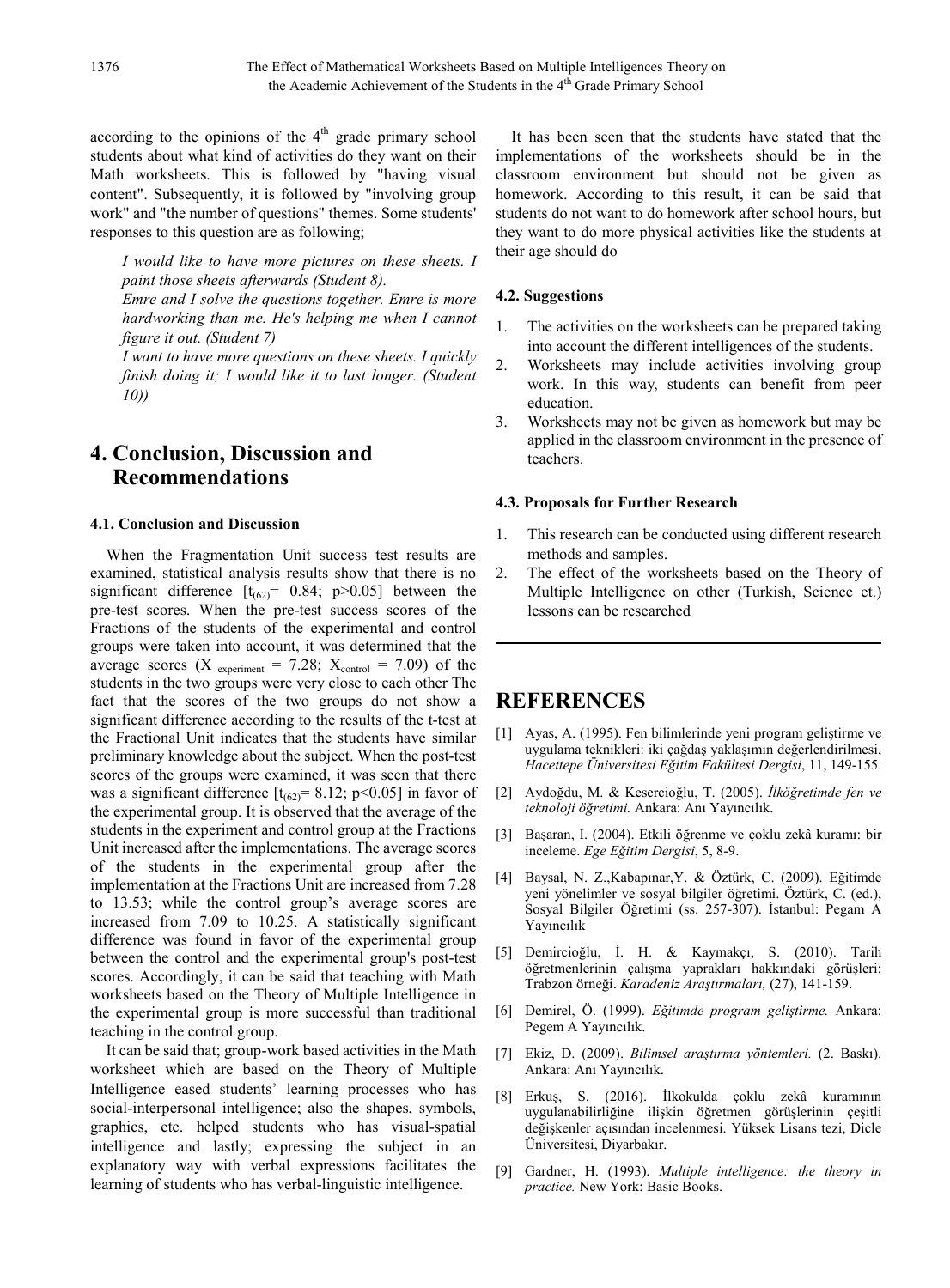according to the opinions of the 4th grade primary school students about what kind of activities do they want on their Math worksheets. This is followed by "having visual content". Subsequently, it is followed by "involving group work" and "the number of questions" themes. Some students' responses to this question are as following;

*I would like to have more pictures on these sheets. I paint those sheets afterwards (Student 8).*

*Emre and I solve the questions together. Emre is more hardworking than me. He's helping me when I cannot figure it out. (Student 7)*

*I want to have more questions on these sheets. I quickly finish doing it; I would like it to last longer. (Student 10))*

# 4. Conclusion, Discussion and Recommendations

### 4.1. Conclusion and Discussion

When the Fragmentation Unit success test results are examined, statistical analysis results show that there is no significant difference [$t_{(62)}$= 0.84; p>0.05] between the pre-test scores. When the pre-test success scores of the Fractions of the students of the experimental and control groups were taken into account, it was determined that the average scores ($X_{experiment}$ = 7.28; $X_{control}$ = 7.09) of the students in the two groups were very close to each other The fact that the scores of the two groups do not show a significant difference according to the results of the t-test at the Fractional Unit indicates that the students have similar preliminary knowledge about the subject. When the post-test scores of the groups were examined, it was seen that there was a significant difference [$t_{(62)}$= 8.12; p<0.05] in favor of the experimental group. It is observed that the average of the students in the experiment and control group at the Fractions Unit increased after the implementations. The average scores of the students in the experimental group after the implementation at the Fractions Unit are increased from 7.28 to 13.53; while the control group's average scores are increased from 7.09 to 10.25. A statistically significant difference was found in favor of the experimental group between the control and the experimental group's post-test scores. Accordingly, it can be said that teaching with Math worksheets based on the Theory of Multiple Intelligence in the experimental group is more successful than traditional teaching in the control group.

It can be said that; group-work based activities in the Math worksheet which are based on the Theory of Multiple Intelligence eased students' learning processes who has social-interpersonal intelligence; also the shapes, symbols, graphics, etc. helped students who has visual-spatial intelligence and lastly; expressing the subject in an explanatory way with verbal expressions facilitates the learning of students who has verbal-linguistic intelligence.

It has been seen that the students have stated that the implementations of the worksheets should be in the classroom environment but should not be given as homework. According to this result, it can be said that students do not want to do homework after school hours, but they want to do more physical activities like the students at their age should do

### 4.2. Suggestions

1. The activities on the worksheets can be prepared taking into account the different intelligences of the students.
2. Worksheets may include activities involving group work. In this way, students can benefit from peer education.
3. Worksheets may not be given as homework but may be applied in the classroom environment in the presence of teachers.

### 4.3. Proposals for Further Research

1. This research can be conducted using different research methods and samples.
2. The effect of the worksheets based on the Theory of Multiple Intelligence on other (Turkish, Science et.) lessons can be researched

# REFERENCES

[1] Ayas, A. (1995). Fen bilimlerinde yeni program geliştirme ve uygulama teknikleri: iki çağdaş yaklaşımın değerlendirilmesi, *Hacettepe Üniversitesi Eğitim Fakültesi Dergisi*, 11, 149-155.

[2] Aydoğdu, M. & Kesercioğlu, T. (2005). *İlköğretimde fen ve teknoloji öğretimi.* Ankara: Anı Yayıncılık.

[3] Başaran, I. (2004). Etkili öğrenme ve çoklu zekâ kuramı: bir inceleme. *Ege Eğitim Dergisi*, 5, 8-9.

[4] Baysal, N. Z.,Kabapınar,Y. & Öztürk, C. (2009). Eğitimde yeni yönelimler ve sosyal bilgiler öğretimi. Öztürk, C. (ed.), Sosyal Bilgiler Öğretimi (ss. 257-307). İstanbul: Pegam A Yayıncılık

[5] Demircioğlu, İ. H. & Kaymakçı, S. (2010). Tarih öğretmenlerinin çalışma yaprakları hakkındaki görüşleri: Trabzon örneği. *Karadeniz Araştırmaları,* (27), 141-159.

[6] Demirel, Ö. (1999). *Eğitimde program geliştirme.* Ankara: Pegem A Yayıncılık.

[7] Ekiz, D. (2009). *Bilimsel araştırma yöntemleri.* (2. Baskı). Ankara: Anı Yayıncılık.

[8] Erkuş, S. (2016). İlkokulda çoklu zekâ kuramının uygulanabilirliğine ilişkin öğretmen görüşlerinin çeşitli değişkenler açısından incelenmesi. Yüksek Lisans tezi, Dicle Üniversitesi, Diyarbakır.

[9] Gardner, H. (1993). *Multiple intelligence: the theory in practice.* New York: Basic Books.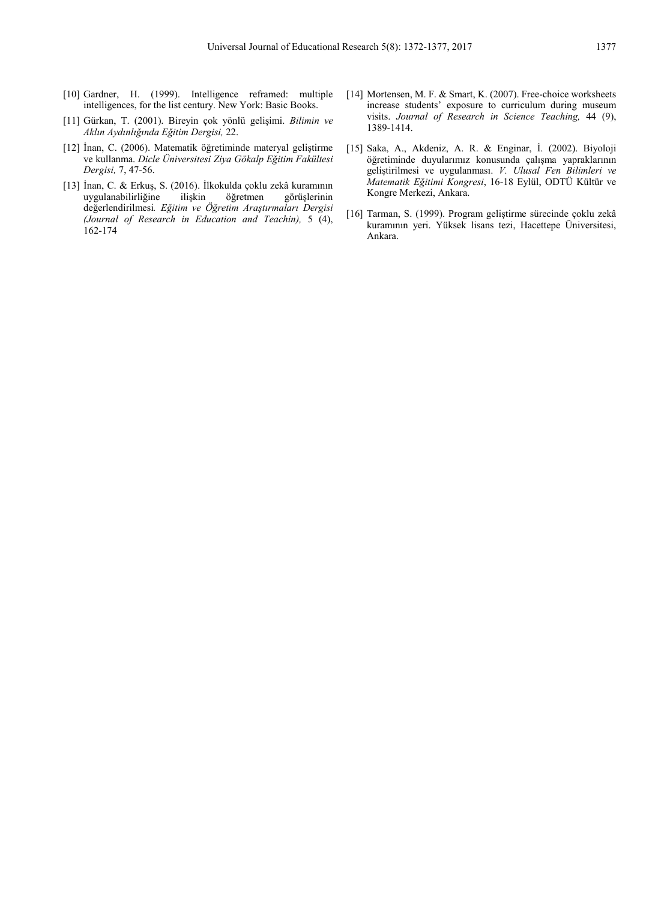[10] Gardner, H. (1999). Intelligence reframed: multiple intelligences, for the list century. New York: Basic Books.

[11] Gürkan, T. (2001). Bireyin çok yönlü gelişimi. *Bilimin ve Aklın Aydınlığında Eğitim Dergisi,* 22.

[12] İnan, C. (2006). Matematik öğretiminde materyal geliştirme ve kullanma. *Dicle Üniversitesi Ziya Gökalp Eğitim Fakültesi Dergisi,* 7, 47-56.

[13] İnan, C. & Erkuş, S. (2016). İlkokulda çoklu zekâ kuramının uygulanabilirliğine ilişkin öğretmen görüşlerinin değerlendirilmesi*. Eğitim ve Öğretim Araştırmaları Dergisi (Journal of Research in Education and Teachin),* 5 (4), 162-174

[14] Mortensen, M. F. & Smart, K. (2007). Free-choice worksheets increase students' exposure to curriculum during museum visits. *Journal of Research in Science Teaching,* 44 (9), 1389-1414.

[15] Saka, A., Akdeniz, A. R. & Enginar, İ. (2002). Biyoloji öğretiminde duyularımız konusunda çalışma yapraklarının geliştirilmesi ve uygulanması. *V. Ulusal Fen Bilimleri ve Matematik Eğitimi Kongresi*, 16-18 Eylül, ODTÜ Kültür ve Kongre Merkezi, Ankara.

[16] Tarman, S. (1999). Program geliştirme sürecinde çoklu zekâ kuramının yeri. Yüksek lisans tezi, Hacettepe Üniversitesi, Ankara.